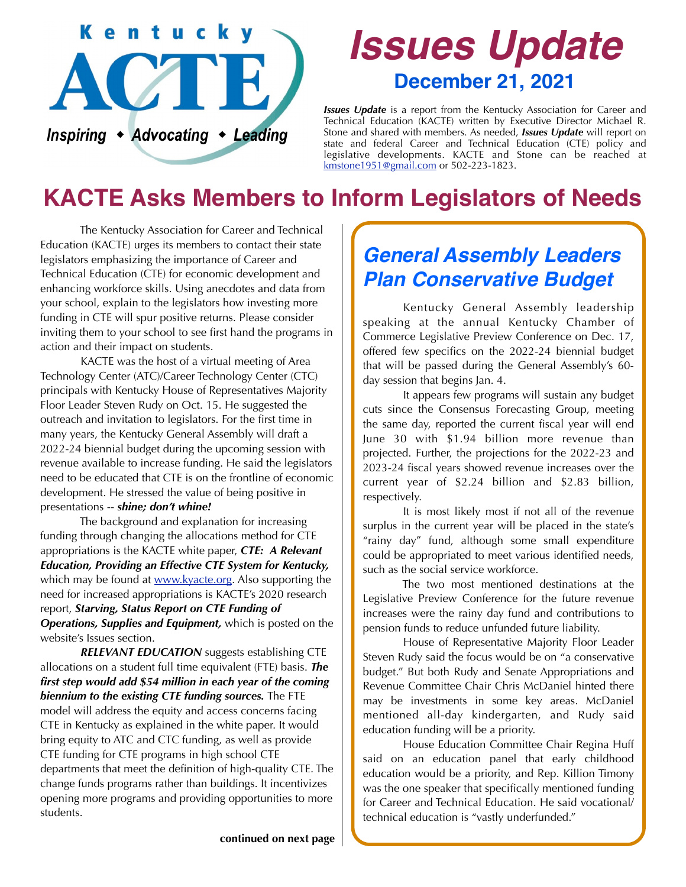Kentucky ACTE

*Inspiring ◆ Advocating ◆ Leading*

# *Issues Update*

## December 21, 2021

***Issues Update*** is a report from the Kentucky Association for Career and Technical Education (KACTE) written by Executive Director Michael R. Stone and shared with members. As needed, ***Issues Update*** will report on state and federal Career and Technical Education (CTE) policy and legislative developments. KACTE and Stone can be reached at kmstone1951@gmail.com or 502-223-1823.

# KACTE Asks Members to Inform Legislators of Needs

The Kentucky Association for Career and Technical Education (KACTE) urges its members to contact their state legislators emphasizing the importance of Career and Technical Education (CTE) for economic development and enhancing workforce skills. Using anecdotes and data from your school, explain to the legislators how investing more funding in CTE will spur positive returns. Please consider inviting them to your school to see first hand the programs in action and their impact on students.

KACTE was the host of a virtual meeting of Area Technology Center (ATC)/Career Technology Center (CTC) principals with Kentucky House of Representatives Majority Floor Leader Steven Rudy on Oct. 15. He suggested the outreach and invitation to legislators. For the first time in many years, the Kentucky General Assembly will draft a 2022-24 biennial budget during the upcoming session with revenue available to increase funding. He said the legislators need to be educated that CTE is on the frontline of economic development. He stressed the value of being positive in presentations -- ***shine; don't whine!***

The background and explanation for increasing funding through changing the allocations method for CTE appropriations is the KACTE white paper, ***CTE: A Relevant Education, Providing an Effective CTE System for Kentucky,*** which may be found at www.kyacte.org. Also supporting the need for increased appropriations is KACTE's 2020 research report, ***Starving, Status Report on CTE Funding of Operations, Supplies and Equipment,*** which is posted on the website's Issues section.

***RELEVANT EDUCATION*** suggests establishing CTE allocations on a student full time equivalent (FTE) basis. ***The first step would add $54 million in each year of the coming biennium to the existing CTE funding sources.*** The FTE model will address the equity and access concerns facing CTE in Kentucky as explained in the white paper. It would bring equity to ATC and CTC funding, as well as provide CTE funding for CTE programs in high school CTE departments that meet the definition of high-quality CTE. The change funds programs rather than buildings. It incentivizes opening more programs and providing opportunities to more students.

**continued on next page**

## *General Assembly Leaders Plan Conservative Budget*

Kentucky General Assembly leadership speaking at the annual Kentucky Chamber of Commerce Legislative Preview Conference on Dec. 17, offered few specifics on the 2022-24 biennial budget that will be passed during the General Assembly's 60-day session that begins Jan. 4.

It appears few programs will sustain any budget cuts since the Consensus Forecasting Group, meeting the same day, reported the current fiscal year will end June 30 with $1.94 billion more revenue than projected. Further, the projections for the 2022-23 and 2023-24 fiscal years showed revenue increases over the current year of $2.24 billion and $2.83 billion, respectively.

It is most likely most if not all of the revenue surplus in the current year will be placed in the state's "rainy day" fund, although some small expenditure could be appropriated to meet various identified needs, such as the social service workforce.

The two most mentioned destinations at the Legislative Preview Conference for the future revenue increases were the rainy day fund and contributions to pension funds to reduce unfunded future liability.

House of Representative Majority Floor Leader Steven Rudy said the focus would be on "a conservative budget." But both Rudy and Senate Appropriations and Revenue Committee Chair Chris McDaniel hinted there may be investments in some key areas. McDaniel mentioned all-day kindergarten, and Rudy said education funding will be a priority.

House Education Committee Chair Regina Huff said on an education panel that early childhood education would be a priority, and Rep. Killion Timony was the one speaker that specifically mentioned funding for Career and Technical Education. He said vocational/technical education is "vastly underfunded."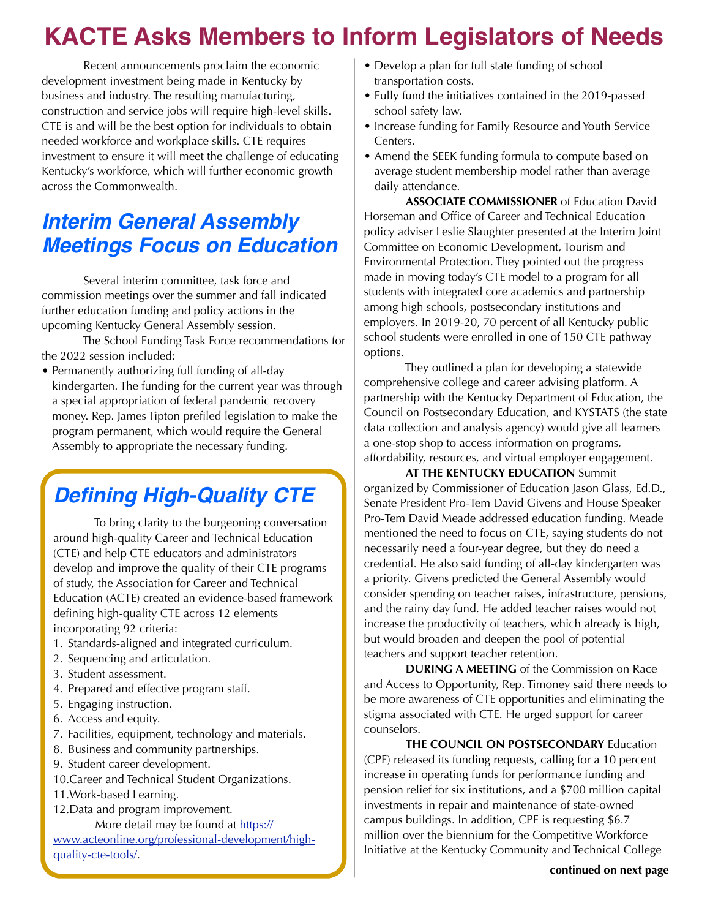# KACTE Asks Members to Inform Legislators of Needs

Recent announcements proclaim the economic development investment being made in Kentucky by business and industry. The resulting manufacturing, construction and service jobs will require high-level skills. CTE is and will be the best option for individuals to obtain needed workforce and workplace skills. CTE requires investment to ensure it will meet the challenge of educating Kentucky's workforce, which will further economic growth across the Commonwealth.

## *Interim General Assembly Meetings Focus on Education*

Several interim committee, task force and commission meetings over the summer and fall indicated further education funding and policy actions in the upcoming Kentucky General Assembly session.

The School Funding Task Force recommendations for the 2022 session included:

- Permanently authorizing full funding of all-day kindergarten. The funding for the current year was through a special appropriation of federal pandemic recovery money. Rep. James Tipton prefiled legislation to make the program permanent, which would require the General Assembly to appropriate the necessary funding.
- Develop a plan for full state funding of school transportation costs.
- Fully fund the initiatives contained in the 2019-passed school safety law.
- Increase funding for Family Resource and Youth Service Centers.
- Amend the SEEK funding formula to compute based on average student membership model rather than average daily attendance.

**ASSOCIATE COMMISSIONER** of Education David Horseman and Office of Career and Technical Education policy adviser Leslie Slaughter presented at the Interim Joint Committee on Economic Development, Tourism and Environmental Protection. They pointed out the progress made in moving today's CTE model to a program for all students with integrated core academics and partnership among high schools, postsecondary institutions and employers. In 2019-20, 70 percent of all Kentucky public school students were enrolled in one of 150 CTE pathway options.

They outlined a plan for developing a statewide comprehensive college and career advising platform. A partnership with the Kentucky Department of Education, the Council on Postsecondary Education, and KYSTATS (the state data collection and analysis agency) would give all learners a one-stop shop to access information on programs, affordability, resources, and virtual employer engagement.

**AT THE KENTUCKY EDUCATION** Summit organized by Commissioner of Education Jason Glass, Ed.D., Senate President Pro-Tem David Givens and House Speaker Pro-Tem David Meade addressed education funding. Meade mentioned the need to focus on CTE, saying students do not necessarily need a four-year degree, but they do need a credential. He also said funding of all-day kindergarten was a priority. Givens predicted the General Assembly would consider spending on teacher raises, infrastructure, pensions, and the rainy day fund. He added teacher raises would not increase the productivity of teachers, which already is high, but would broaden and deepen the pool of potential teachers and support teacher retention.

**DURING A MEETING** of the Commission on Race and Access to Opportunity, Rep. Timoney said there needs to be more awareness of CTE opportunities and eliminating the stigma associated with CTE. He urged support for career counselors.

**THE COUNCIL ON POSTSECONDARY** Education (CPE) released its funding requests, calling for a 10 percent increase in operating funds for performance funding and pension relief for six institutions, and a $700 million capital investments in repair and maintenance of state-owned campus buildings. In addition, CPE is requesting $6.7 million over the biennium for the Competitive Workforce Initiative at the Kentucky Community and Technical College

**continued on next page**

## *Defining High-Quality CTE*

To bring clarity to the burgeoning conversation around high-quality Career and Technical Education (CTE) and help CTE educators and administrators develop and improve the quality of their CTE programs of study, the Association for Career and Technical Education (ACTE) created an evidence-based framework defining high-quality CTE across 12 elements incorporating 92 criteria:

1. Standards-aligned and integrated curriculum.
2. Sequencing and articulation.
3. Student assessment.
4. Prepared and effective program staff.
5. Engaging instruction.
6. Access and equity.
7. Facilities, equipment, technology and materials.
8. Business and community partnerships.
9. Student career development.
10. Career and Technical Student Organizations.
11. Work-based Learning.
12. Data and program improvement.

More detail may be found at https://www.acteonline.org/professional-development/high-quality-cte-tools/.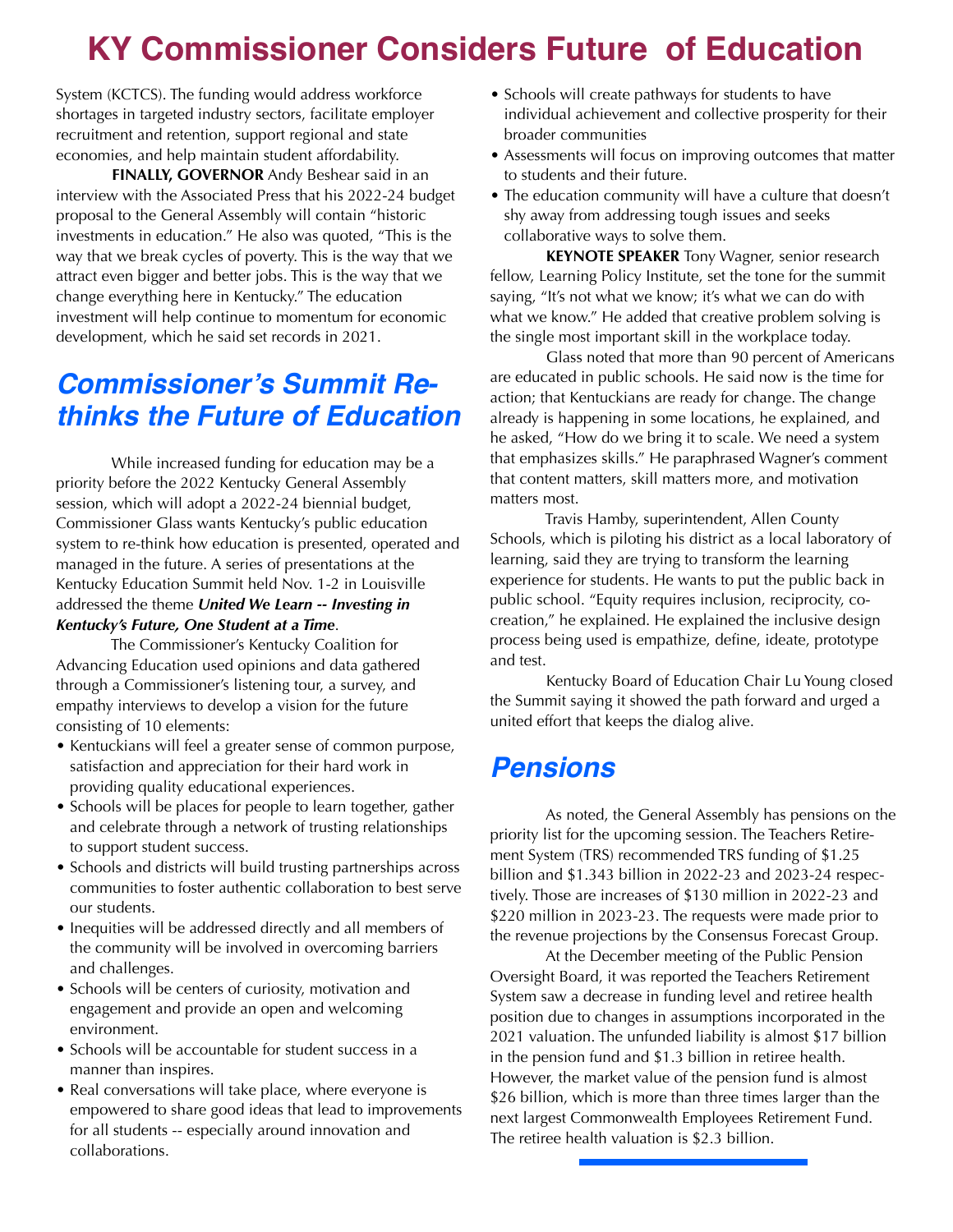# KY Commissioner Considers Future of Education

System (KCTCS). The funding would address workforce shortages in targeted industry sectors, facilitate employer recruitment and retention, support regional and state economies, and help maintain student affordability.

**FINALLY, GOVERNOR** Andy Beshear said in an interview with the Associated Press that his 2022-24 budget proposal to the General Assembly will contain "historic investments in education." He also was quoted, "This is the way that we break cycles of poverty. This is the way that we attract even bigger and better jobs. This is the way that we change everything here in Kentucky." The education investment will help continue to momentum for economic development, which he said set records in 2021.

## *Commissioner's Summit Re-thinks the Future of Education*

While increased funding for education may be a priority before the 2022 Kentucky General Assembly session, which will adopt a 2022-24 biennial budget, Commissioner Glass wants Kentucky's public education system to re-think how education is presented, operated and managed in the future. A series of presentations at the Kentucky Education Summit held Nov. 1-2 in Louisville addressed the theme ***United We Learn -- Investing in Kentucky's Future, One Student at a Time***.

The Commissioner's Kentucky Coalition for Advancing Education used opinions and data gathered through a Commissioner's listening tour, a survey, and empathy interviews to develop a vision for the future consisting of 10 elements:

- Kentuckians will feel a greater sense of common purpose, satisfaction and appreciation for their hard work in providing quality educational experiences.
- Schools will be places for people to learn together, gather and celebrate through a network of trusting relationships to support student success.
- Schools and districts will build trusting partnerships across communities to foster authentic collaboration to best serve our students.
- Inequities will be addressed directly and all members of the community will be involved in overcoming barriers and challenges.
- Schools will be centers of curiosity, motivation and engagement and provide an open and welcoming environment.
- Schools will be accountable for student success in a manner than inspires.
- Real conversations will take place, where everyone is empowered to share good ideas that lead to improvements for all students -- especially around innovation and collaborations.
- Schools will create pathways for students to have individual achievement and collective prosperity for their broader communities
- Assessments will focus on improving outcomes that matter to students and their future.
- The education community will have a culture that doesn't shy away from addressing tough issues and seeks collaborative ways to solve them.

**KEYNOTE SPEAKER** Tony Wagner, senior research fellow, Learning Policy Institute, set the tone for the summit saying, "It's not what we know; it's what we can do with what we know." He added that creative problem solving is the single most important skill in the workplace today.

Glass noted that more than 90 percent of Americans are educated in public schools. He said now is the time for action; that Kentuckians are ready for change. The change already is happening in some locations, he explained, and he asked, "How do we bring it to scale. We need a system that emphasizes skills." He paraphrased Wagner's comment that content matters, skill matters more, and motivation matters most.

Travis Hamby, superintendent, Allen County Schools, which is piloting his district as a local laboratory of learning, said they are trying to transform the learning experience for students. He wants to put the public back in public school. "Equity requires inclusion, reciprocity, co-creation," he explained. He explained the inclusive design process being used is empathize, define, ideate, prototype and test.

Kentucky Board of Education Chair Lu Young closed the Summit saying it showed the path forward and urged a united effort that keeps the dialog alive.

## *Pensions*

As noted, the General Assembly has pensions on the priority list for the upcoming session. The Teachers Retirement System (TRS) recommended TRS funding of $1.25 billion and $1.343 billion in 2022-23 and 2023-24 respectively. Those are increases of $130 million in 2022-23 and $220 million in 2023-23. The requests were made prior to the revenue projections by the Consensus Forecast Group.

At the December meeting of the Public Pension Oversight Board, it was reported the Teachers Retirement System saw a decrease in funding level and retiree health position due to changes in assumptions incorporated in the 2021 valuation. The unfunded liability is almost $17 billion in the pension fund and $1.3 billion in retiree health. However, the market value of the pension fund is almost $26 billion, which is more than three times larger than the next largest Commonwealth Employees Retirement Fund. The retiree health valuation is $2.3 billion.